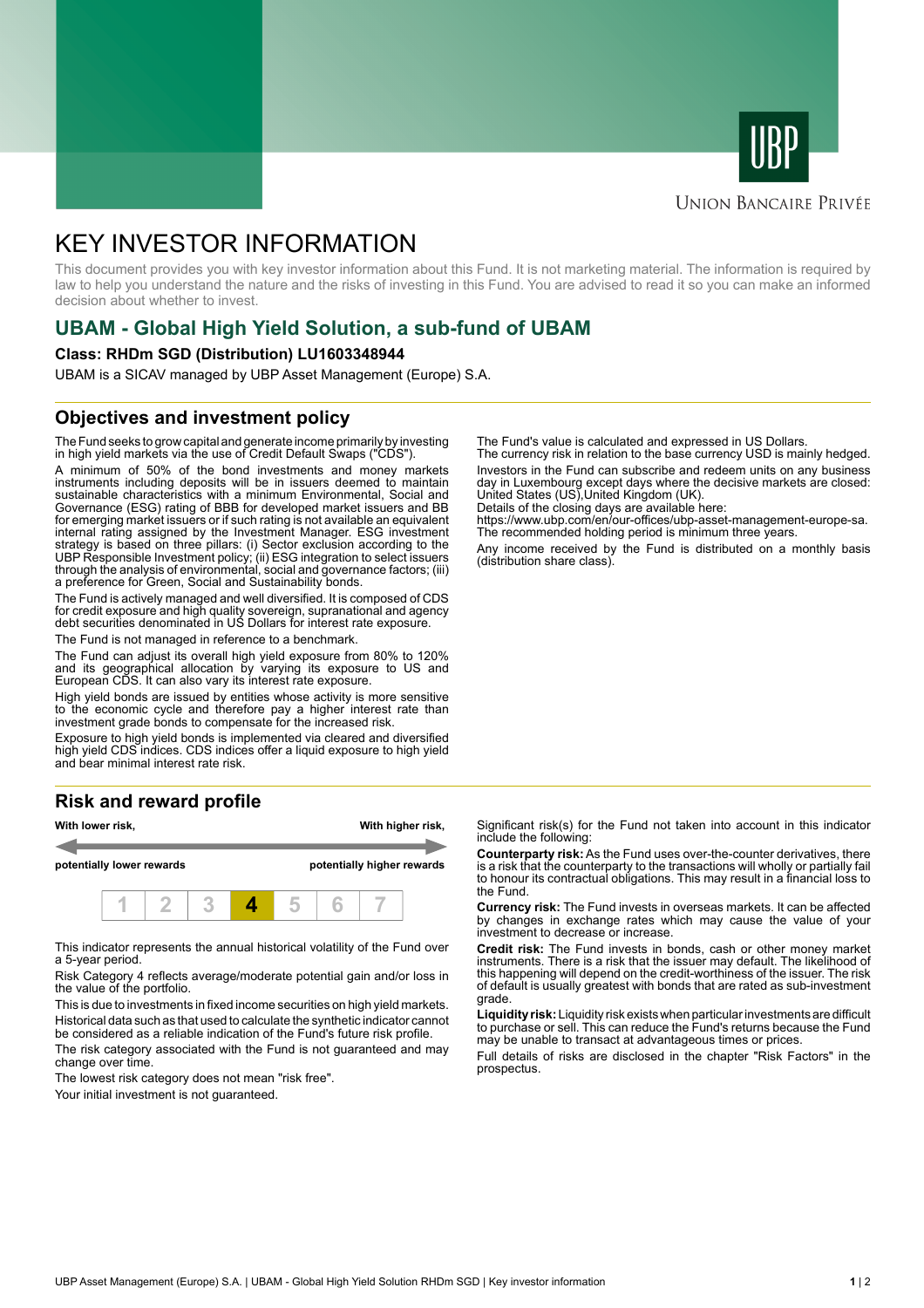UBP

Union Bancaire Privée

# KEY INVESTOR INFORMATION

This document provides you with key investor information about this Fund. It is not marketing material. The information is required by law to help you understand the nature and the risks of investing in this Fund. You are advised to read it so you can make an informed decision about whether to invest.

## UBAM - Global High Yield Solution, a sub-fund of UBAM

**Class: RHDm SGD (Distribution) LU1603348944**

UBAM is a SICAV managed by UBP Asset Management (Europe) S.A.

## Objectives and investment policy

The Fund seeks to grow capital and generate income primarily by investing in high yield markets via the use of Credit Default Swaps ("CDS").

A minimum of 50% of the bond investments and money markets instruments including deposits will be in issuers deemed to maintain sustainable characteristics with a minimum Environmental, Social and Governance (ESG) rating of BBB for developed market issuers and BB for emerging market issuers or if such rating is not available an equivalent internal rating assigned by the Investment Manager. ESG investment strategy is based on three pillars: (i) Sector exclusion according to the UBP Responsible Investment policy; (ii) ESG integration to select issuers through the analysis of environmental, social and governance factors; (iii) a preference for Green, Social and Sustainability bonds.

The Fund is actively managed and well diversified. It is composed of CDS for credit exposure and high quality sovereign, supranational and agency debt securities denominated in US Dollars for interest rate exposure.

The Fund is not managed in reference to a benchmark.

The Fund can adjust its overall high yield exposure from 80% to 120% and its geographical allocation by varying its exposure to US and European CDS. It can also vary its interest rate exposure.

High yield bonds are issued by entities whose activity is more sensitive to the economic cycle and therefore pay a higher interest rate than investment grade bonds to compensate for the increased risk.

Exposure to high yield bonds is implemented via cleared and diversified high yield CDS indices. CDS indices offer a liquid exposure to high yield and bear minimal interest rate risk.

The Fund's value is calculated and expressed in US Dollars.
The currency risk in relation to the base currency USD is mainly hedged.

Investors in the Fund can subscribe and redeem units on any business day in Luxembourg except days where the decisive markets are closed: United States (US),United Kingdom (UK).
Details of the closing days are available here:
https://www.ubp.com/en/our-offices/ubp-asset-management-europe-sa.
The recommended holding period is minimum three years.

Any income received by the Fund is distributed on a monthly basis (distribution share class).

## Risk and reward profile

**With lower risk,** — **With higher risk,**

**potentially lower rewards** — **potentially higher rewards**

| 1 | 2 | 3 | **4** | 5 | 6 | 7 |
|---|---|---|---|---|---|---|

This indicator represents the annual historical volatility of the Fund over a 5-year period.

Risk Category 4 reflects average/moderate potential gain and/or loss in the value of the portfolio.

This is due to investments in fixed income securities on high yield markets.
Historical data such as that used to calculate the synthetic indicator cannot be considered as a reliable indication of the Fund's future risk profile.

The risk category associated with the Fund is not guaranteed and may change over time.

The lowest risk category does not mean "risk free".

Your initial investment is not guaranteed.

Significant risk(s) for the Fund not taken into account in this indicator include the following:

**Counterparty risk:** As the Fund uses over-the-counter derivatives, there is a risk that the counterparty to the transactions will wholly or partially fail to honour its contractual obligations. This may result in a financial loss to the Fund.

**Currency risk:** The Fund invests in overseas markets. It can be affected by changes in exchange rates which may cause the value of your investment to decrease or increase.

**Credit risk:** The Fund invests in bonds, cash or other money market instruments. There is a risk that the issuer may default. The likelihood of this happening will depend on the credit-worthiness of the issuer. The risk of default is usually greatest with bonds that are rated as sub-investment grade.

**Liquidity risk:** Liquidity risk exists when particular investments are difficult to purchase or sell. This can reduce the Fund's returns because the Fund may be unable to transact at advantageous times or prices.

Full details of risks are disclosed in the chapter "Risk Factors" in the prospectus.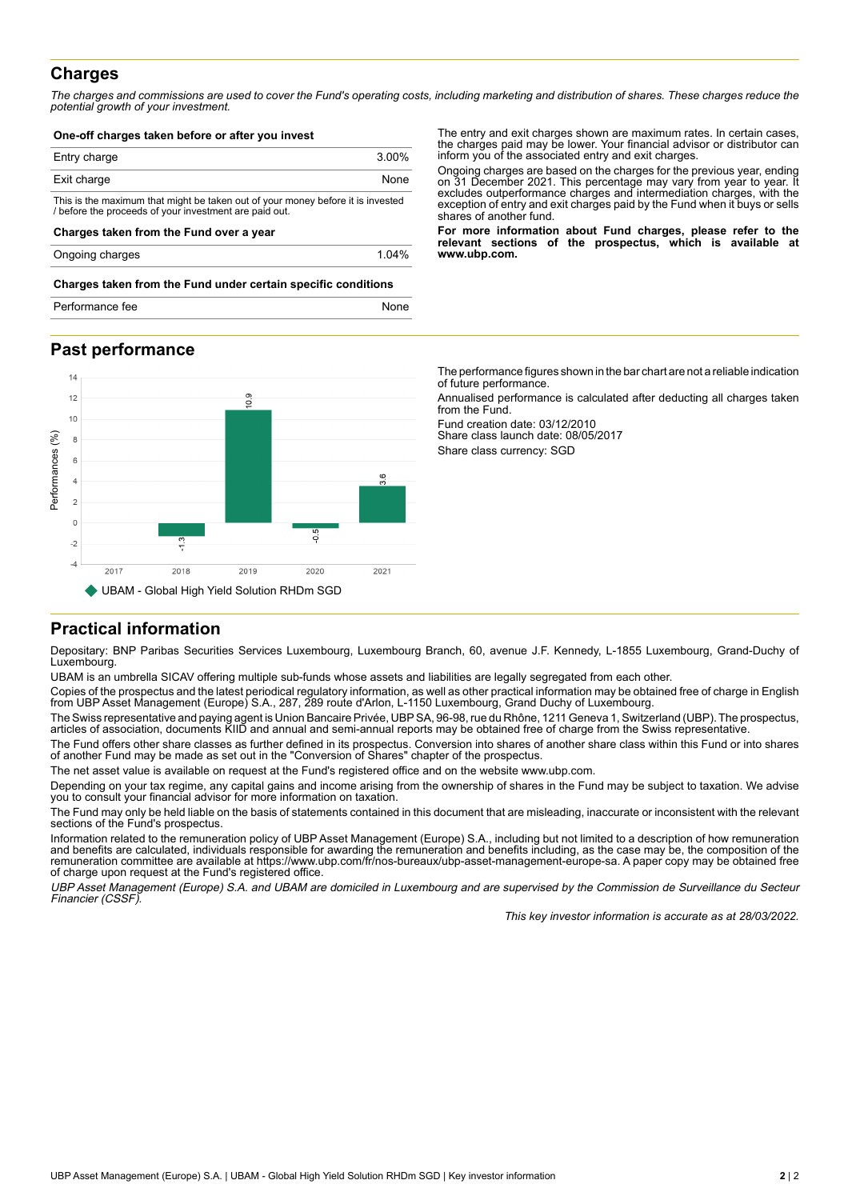## Charges

*The charges and commissions are used to cover the Fund's operating costs, including marketing and distribution of shares. These charges reduce the potential growth of your investment.*

| **One-off charges taken before or after you invest** | |
|---|---|
| Entry charge | 3.00% |
| Exit charge | None |

This is the maximum that might be taken out of your money before it is invested / before the proceeds of your investment are paid out.

| **Charges taken from the Fund over a year** | |
|---|---|
| Ongoing charges | 1.04% |

| **Charges taken from the Fund under certain specific conditions** | |
|---|---|
| Performance fee | None |

The entry and exit charges shown are maximum rates. In certain cases, the charges paid may be lower. Your financial advisor or distributor can inform you of the associated entry and exit charges.

Ongoing charges are based on the charges for the previous year, ending on 31 December 2021. This percentage may vary from year to year. It excludes outperformance charges and intermediation charges, with the exception of entry and exit charges paid by the Fund when it buys or sells shares of another fund.

**For more information about Fund charges, please refer to the relevant sections of the prospectus, which is available at www.ubp.com.**

## Past performance

Performances (%)

14
12
10
8
6
4
2
0
-2
-4

2017
2018: -1.3
2019: 10.9
2020: -0.5
2021: 3.6

UBAM - Global High Yield Solution RHDm SGD

The performance figures shown in the bar chart are not a reliable indication of future performance.

Annualised performance is calculated after deducting all charges taken from the Fund.

Fund creation date: 03/12/2010
Share class launch date: 08/05/2017
Share class currency: SGD

## Practical information

Depositary: BNP Paribas Securities Services Luxembourg, Luxembourg Branch, 60, avenue J.F. Kennedy, L-1855 Luxembourg, Grand-Duchy of Luxembourg.

UBAM is an umbrella SICAV offering multiple sub-funds whose assets and liabilities are legally segregated from each other.

Copies of the prospectus and the latest periodical regulatory information, as well as other practical information may be obtained free of charge in English from UBP Asset Management (Europe) S.A., 287, 289 route d'Arlon, L-1150 Luxembourg, Grand Duchy of Luxembourg.

The Swiss representative and paying agent is Union Bancaire Privée, UBP SA, 96-98, rue du Rhône, 1211 Geneva 1, Switzerland (UBP). The prospectus, articles of association, documents KIID and annual and semi-annual reports may be obtained free of charge from the Swiss representative.

The Fund offers other share classes as further defined in its prospectus. Conversion into shares of another share class within this Fund or into shares of another Fund may be made as set out in the "Conversion of Shares" chapter of the prospectus.

The net asset value is available on request at the Fund's registered office and on the website www.ubp.com.

Depending on your tax regime, any capital gains and income arising from the ownership of shares in the Fund may be subject to taxation. We advise you to consult your financial advisor for more information on taxation.

The Fund may only be held liable on the basis of statements contained in this document that are misleading, inaccurate or inconsistent with the relevant sections of the Fund's prospectus.

Information related to the remuneration policy of UBP Asset Management (Europe) S.A., including but not limited to a description of how remuneration and benefits are calculated, individuals responsible for awarding the remuneration and benefits including, as the case may be, the composition of the remuneration committee are available at https://www.ubp.com/fr/nos-bureaux/ubp-asset-management-europe-sa. A paper copy may be obtained free of charge upon request at the Fund's registered office.

*UBP Asset Management (Europe) S.A. and UBAM are domiciled in Luxembourg and are supervised by the Commission de Surveillance du Secteur Financier (CSSF).*

*This key investor information is accurate as at 28/03/2022.*